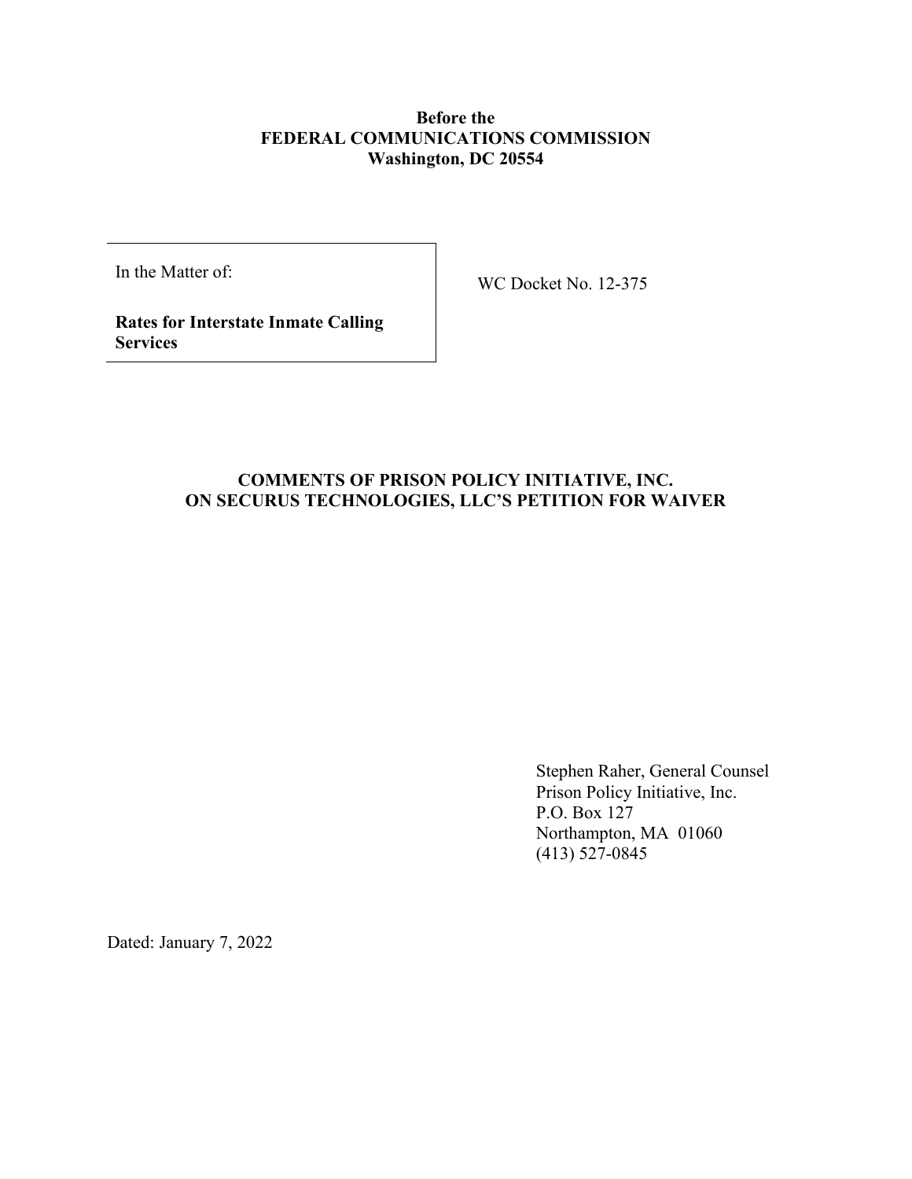**Before the**
**FEDERAL COMMUNICATIONS COMMISSION**
**Washington, DC 20554**

| In the Matter of: **Rates for Interstate Inmate Calling Services** | WC Docket No. 12-375 |
|---|---|

**COMMENTS OF PRISON POLICY INITIATIVE, INC.**
**ON SECURUS TECHNOLOGIES, LLC'S PETITION FOR WAIVER**

Stephen Raher, General Counsel
Prison Policy Initiative, Inc.
P.O. Box 127
Northampton, MA 01060
(413) 527-0845

Dated: January 7, 2022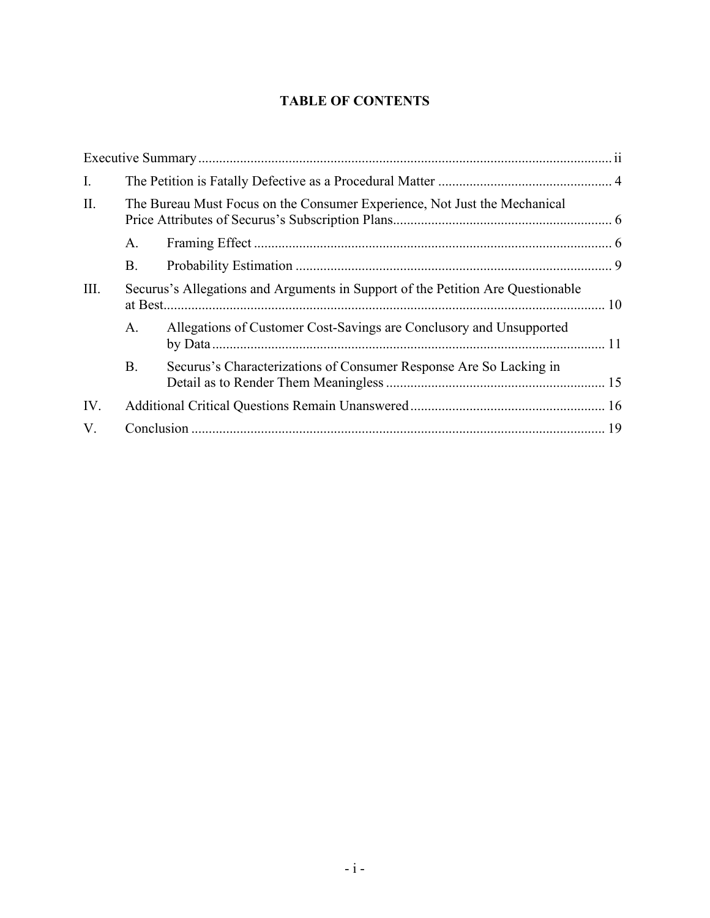# TABLE OF CONTENTS

| | | | |
|---|---|---|---|
| Executive Summary | | | ii |
| I. | The Petition is Fatally Defective as a Procedural Matter | | 4 |
| II. | The Bureau Must Focus on the Consumer Experience, Not Just the Mechanical Price Attributes of Securus's Subscription Plans | | 6 |
| | A. | Framing Effect | 6 |
| | B. | Probability Estimation | 9 |
| III. | Securus's Allegations and Arguments in Support of the Petition Are Questionable at Best | | 10 |
| | A. | Allegations of Customer Cost-Savings are Conclusory and Unsupported by Data | 11 |
| | B. | Securus's Characterizations of Consumer Response Are So Lacking in Detail as to Render Them Meaningless | 15 |
| IV. | Additional Critical Questions Remain Unanswered | | 16 |
| V. | Conclusion | | 19 |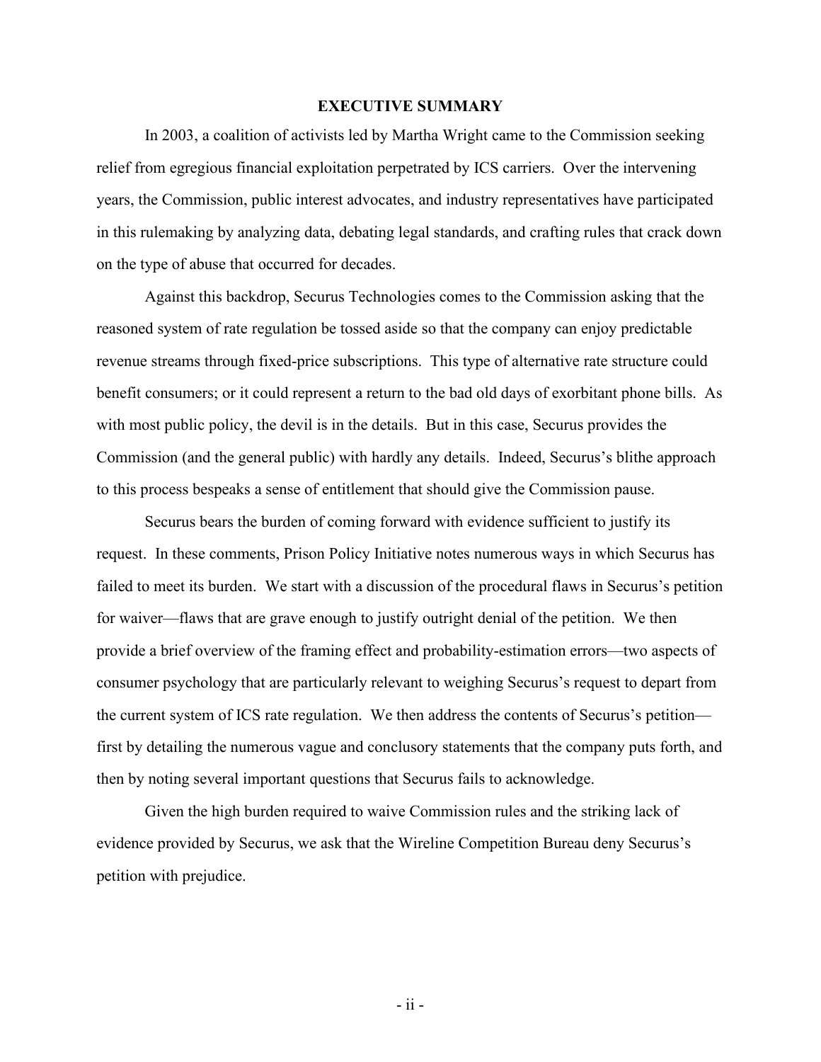## EXECUTIVE SUMMARY

In 2003, a coalition of activists led by Martha Wright came to the Commission seeking relief from egregious financial exploitation perpetrated by ICS carriers. Over the intervening years, the Commission, public interest advocates, and industry representatives have participated in this rulemaking by analyzing data, debating legal standards, and crafting rules that crack down on the type of abuse that occurred for decades.

Against this backdrop, Securus Technologies comes to the Commission asking that the reasoned system of rate regulation be tossed aside so that the company can enjoy predictable revenue streams through fixed-price subscriptions. This type of alternative rate structure could benefit consumers; or it could represent a return to the bad old days of exorbitant phone bills. As with most public policy, the devil is in the details. But in this case, Securus provides the Commission (and the general public) with hardly any details. Indeed, Securus's blithe approach to this process bespeaks a sense of entitlement that should give the Commission pause.

Securus bears the burden of coming forward with evidence sufficient to justify its request. In these comments, Prison Policy Initiative notes numerous ways in which Securus has failed to meet its burden. We start with a discussion of the procedural flaws in Securus's petition for waiver—flaws that are grave enough to justify outright denial of the petition. We then provide a brief overview of the framing effect and probability-estimation errors—two aspects of consumer psychology that are particularly relevant to weighing Securus's request to depart from the current system of ICS rate regulation. We then address the contents of Securus's petition—first by detailing the numerous vague and conclusory statements that the company puts forth, and then by noting several important questions that Securus fails to acknowledge.

Given the high burden required to waive Commission rules and the striking lack of evidence provided by Securus, we ask that the Wireline Competition Bureau deny Securus's petition with prejudice.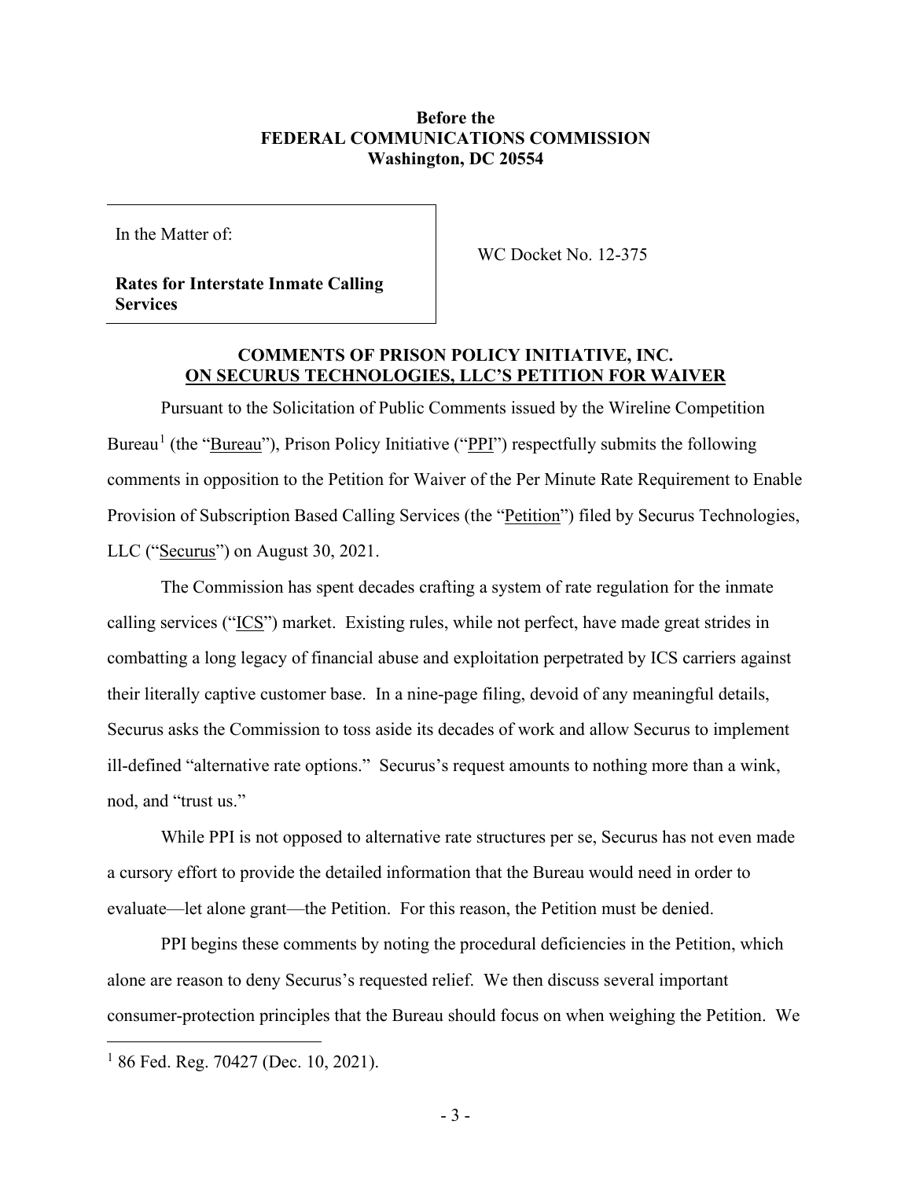**Before the**
**FEDERAL COMMUNICATIONS COMMISSION**
**Washington, DC 20554**

| In the Matter of: **Rates for Interstate Inmate Calling Services** | WC Docket No. 12-375 |
|---|---|

## COMMENTS OF PRISON POLICY INITIATIVE, INC. ON SECURUS TECHNOLOGIES, LLC'S PETITION FOR WAIVER

Pursuant to the Solicitation of Public Comments issued by the Wireline Competition Bureau[1] (the "Bureau"), Prison Policy Initiative ("PPI") respectfully submits the following comments in opposition to the Petition for Waiver of the Per Minute Rate Requirement to Enable Provision of Subscription Based Calling Services (the "Petition") filed by Securus Technologies, LLC ("Securus") on August 30, 2021.

The Commission has spent decades crafting a system of rate regulation for the inmate calling services ("ICS") market. Existing rules, while not perfect, have made great strides in combatting a long legacy of financial abuse and exploitation perpetrated by ICS carriers against their literally captive customer base. In a nine-page filing, devoid of any meaningful details, Securus asks the Commission to toss aside its decades of work and allow Securus to implement ill-defined "alternative rate options." Securus's request amounts to nothing more than a wink, nod, and "trust us."

While PPI is not opposed to alternative rate structures per se, Securus has not even made a cursory effort to provide the detailed information that the Bureau would need in order to evaluate—let alone grant—the Petition. For this reason, the Petition must be denied.

PPI begins these comments by noting the procedural deficiencies in the Petition, which alone are reason to deny Securus's requested relief. We then discuss several important consumer-protection principles that the Bureau should focus on when weighing the Petition. We

[1] 86 Fed. Reg. 70427 (Dec. 10, 2021).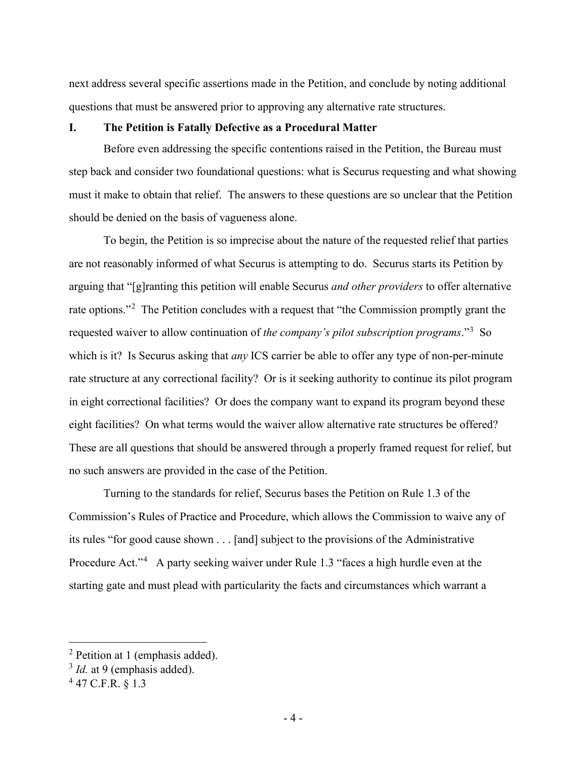next address several specific assertions made in the Petition, and conclude by noting additional questions that must be answered prior to approving any alternative rate structures.

## I. The Petition is Fatally Defective as a Procedural Matter

Before even addressing the specific contentions raised in the Petition, the Bureau must step back and consider two foundational questions: what is Securus requesting and what showing must it make to obtain that relief. The answers to these questions are so unclear that the Petition should be denied on the basis of vagueness alone.

To begin, the Petition is so imprecise about the nature of the requested relief that parties are not reasonably informed of what Securus is attempting to do. Securus starts its Petition by arguing that "[g]ranting this petition will enable Securus *and other providers* to offer alternative rate options."[2] The Petition concludes with a request that "the Commission promptly grant the requested waiver to allow continuation of *the company's pilot subscription programs*."[3] So which is it? Is Securus asking that *any* ICS carrier be able to offer any type of non-per-minute rate structure at any correctional facility? Or is it seeking authority to continue its pilot program in eight correctional facilities? Or does the company want to expand its program beyond these eight facilities? On what terms would the waiver allow alternative rate structures be offered? These are all questions that should be answered through a properly framed request for relief, but no such answers are provided in the case of the Petition.

Turning to the standards for relief, Securus bases the Petition on Rule 1.3 of the Commission's Rules of Practice and Procedure, which allows the Commission to waive any of its rules "for good cause shown . . . [and] subject to the provisions of the Administrative Procedure Act."[4] A party seeking waiver under Rule 1.3 "faces a high hurdle even at the starting gate and must plead with particularity the facts and circumstances which warrant a

---

[2] Petition at 1 (emphasis added).

[3] *Id.* at 9 (emphasis added).

[4] 47 C.F.R. § 1.3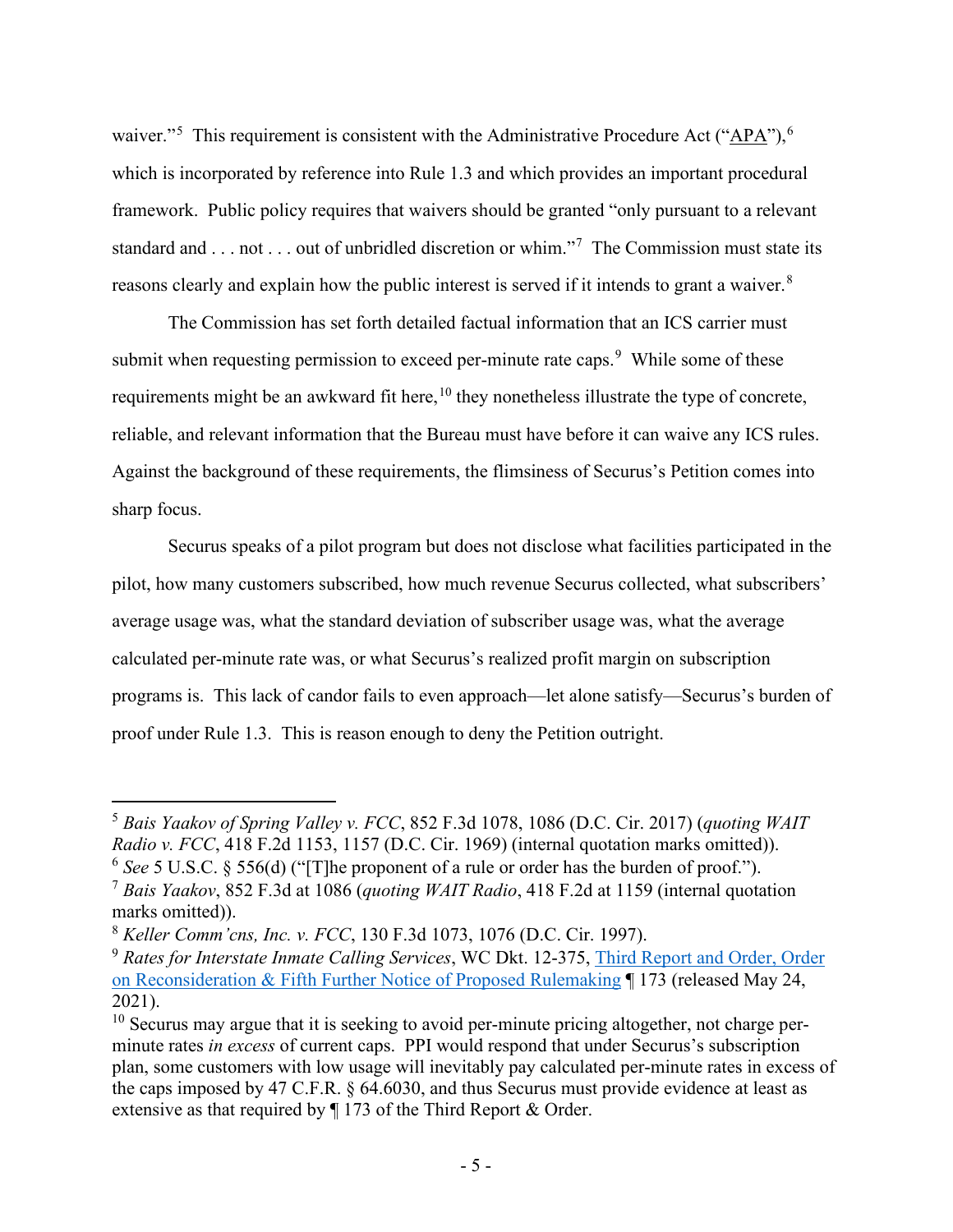waiver."[5] This requirement is consistent with the Administrative Procedure Act ("APA"),[6] which is incorporated by reference into Rule 1.3 and which provides an important procedural framework. Public policy requires that waivers should be granted "only pursuant to a relevant standard and . . . not . . . out of unbridled discretion or whim."[7] The Commission must state its reasons clearly and explain how the public interest is served if it intends to grant a waiver.[8]

The Commission has set forth detailed factual information that an ICS carrier must submit when requesting permission to exceed per-minute rate caps.[9] While some of these requirements might be an awkward fit here,[10] they nonetheless illustrate the type of concrete, reliable, and relevant information that the Bureau must have before it can waive any ICS rules. Against the background of these requirements, the flimsiness of Securus's Petition comes into sharp focus.

Securus speaks of a pilot program but does not disclose what facilities participated in the pilot, how many customers subscribed, how much revenue Securus collected, what subscribers' average usage was, what the standard deviation of subscriber usage was, what the average calculated per-minute rate was, or what Securus's realized profit margin on subscription programs is. This lack of candor fails to even approach—let alone satisfy—Securus's burden of proof under Rule 1.3. This is reason enough to deny the Petition outright.

---

[5] *Bais Yaakov of Spring Valley v. FCC*, 852 F.3d 1078, 1086 (D.C. Cir. 2017) (*quoting WAIT Radio v. FCC*, 418 F.2d 1153, 1157 (D.C. Cir. 1969) (internal quotation marks omitted)).

[6] *See* 5 U.S.C. § 556(d) ("[T]he proponent of a rule or order has the burden of proof.").

[7] *Bais Yaakov*, 852 F.3d at 1086 (*quoting WAIT Radio*, 418 F.2d at 1159 (internal quotation marks omitted)).

[8] *Keller Comm'cns, Inc. v. FCC*, 130 F.3d 1073, 1076 (D.C. Cir. 1997).

[9] *Rates for Interstate Inmate Calling Services*, WC Dkt. 12-375, Third Report and Order, Order on Reconsideration & Fifth Further Notice of Proposed Rulemaking ¶ 173 (released May 24, 2021).

[10] Securus may argue that it is seeking to avoid per-minute pricing altogether, not charge per-minute rates *in excess* of current caps. PPI would respond that under Securus's subscription plan, some customers with low usage will inevitably pay calculated per-minute rates in excess of the caps imposed by 47 C.F.R. § 64.6030, and thus Securus must provide evidence at least as extensive as that required by ¶ 173 of the Third Report & Order.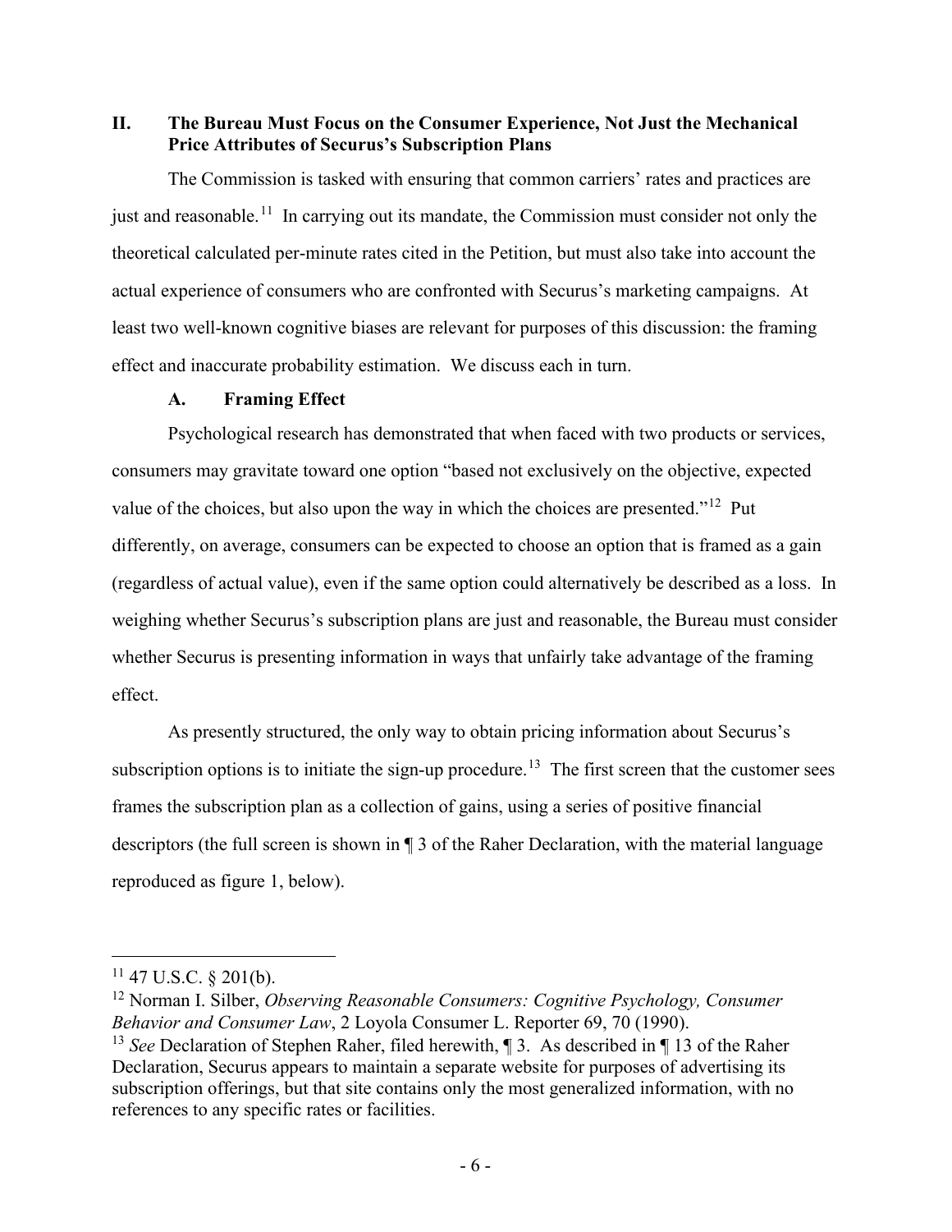## II. The Bureau Must Focus on the Consumer Experience, Not Just the Mechanical Price Attributes of Securus's Subscription Plans

The Commission is tasked with ensuring that common carriers' rates and practices are just and reasonable.[11] In carrying out its mandate, the Commission must consider not only the theoretical calculated per-minute rates cited in the Petition, but must also take into account the actual experience of consumers who are confronted with Securus's marketing campaigns. At least two well-known cognitive biases are relevant for purposes of this discussion: the framing effect and inaccurate probability estimation. We discuss each in turn.

### A. Framing Effect

Psychological research has demonstrated that when faced with two products or services, consumers may gravitate toward one option "based not exclusively on the objective, expected value of the choices, but also upon the way in which the choices are presented."[12] Put differently, on average, consumers can be expected to choose an option that is framed as a gain (regardless of actual value), even if the same option could alternatively be described as a loss. In weighing whether Securus's subscription plans are just and reasonable, the Bureau must consider whether Securus is presenting information in ways that unfairly take advantage of the framing effect.

As presently structured, the only way to obtain pricing information about Securus's subscription options is to initiate the sign-up procedure.[13] The first screen that the customer sees frames the subscription plan as a collection of gains, using a series of positive financial descriptors (the full screen is shown in ¶ 3 of the Raher Declaration, with the material language reproduced as figure 1, below).

---

[11] 47 U.S.C. § 201(b).

[12] Norman I. Silber, *Observing Reasonable Consumers: Cognitive Psychology, Consumer Behavior and Consumer Law*, 2 Loyola Consumer L. Reporter 69, 70 (1990).

[13] *See* Declaration of Stephen Raher, filed herewith, ¶ 3. As described in ¶ 13 of the Raher Declaration, Securus appears to maintain a separate website for purposes of advertising its subscription offerings, but that site contains only the most generalized information, with no references to any specific rates or facilities.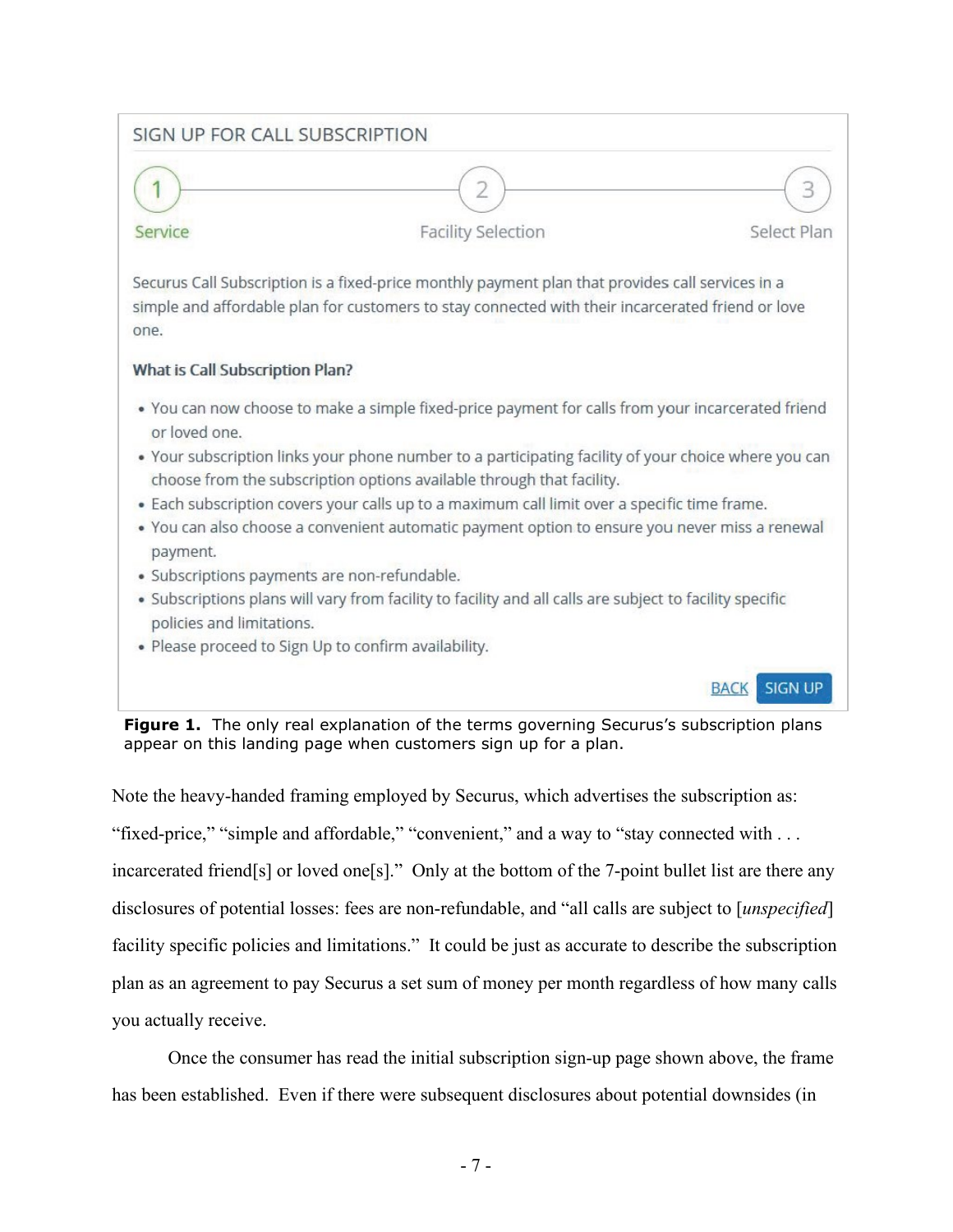SIGN UP FOR CALL SUBSCRIPTION

1 Service — 2 Facility Selection — 3 Select Plan

Securus Call Subscription is a fixed-price monthly payment plan that provides call services in a simple and affordable plan for customers to stay connected with their incarcerated friend or love one.

**What is Call Subscription Plan?**

- You can now choose to make a simple fixed-price payment for calls from your incarcerated friend or loved one.
- Your subscription links your phone number to a participating facility of your choice where you can choose from the subscription options available through that facility.
- Each subscription covers your calls up to a maximum call limit over a specific time frame.
- You can also choose a convenient automatic payment option to ensure you never miss a renewal payment.
- Subscriptions payments are non-refundable.
- Subscriptions plans will vary from facility to facility and all calls are subject to facility specific policies and limitations.
- Please proceed to Sign Up to confirm availability.

BACK SIGN UP

**Figure 1.** The only real explanation of the terms governing Securus's subscription plans appear on this landing page when customers sign up for a plan.

Note the heavy-handed framing employed by Securus, which advertises the subscription as: "fixed-price," "simple and affordable," "convenient," and a way to "stay connected with . . . incarcerated friend[s] or loved one[s]." Only at the bottom of the 7-point bullet list are there any disclosures of potential losses: fees are non-refundable, and "all calls are subject to [*unspecified*] facility specific policies and limitations." It could be just as accurate to describe the subscription plan as an agreement to pay Securus a set sum of money per month regardless of how many calls you actually receive.

Once the consumer has read the initial subscription sign-up page shown above, the frame has been established. Even if there were subsequent disclosures about potential downsides (in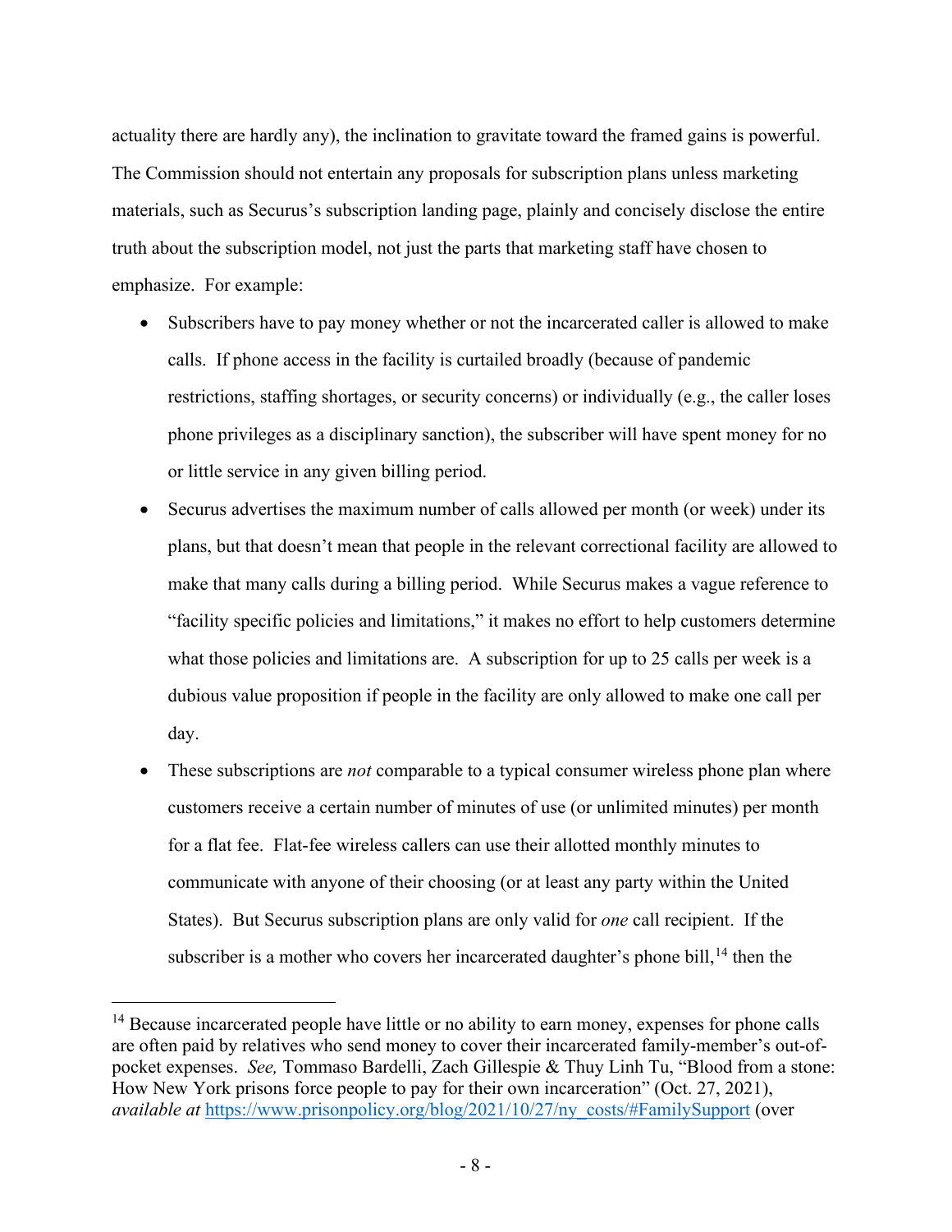actuality there are hardly any), the inclination to gravitate toward the framed gains is powerful. The Commission should not entertain any proposals for subscription plans unless marketing materials, such as Securus's subscription landing page, plainly and concisely disclose the entire truth about the subscription model, not just the parts that marketing staff have chosen to emphasize. For example:

- Subscribers have to pay money whether or not the incarcerated caller is allowed to make calls. If phone access in the facility is curtailed broadly (because of pandemic restrictions, staffing shortages, or security concerns) or individually (e.g., the caller loses phone privileges as a disciplinary sanction), the subscriber will have spent money for no or little service in any given billing period.
- Securus advertises the maximum number of calls allowed per month (or week) under its plans, but that doesn't mean that people in the relevant correctional facility are allowed to make that many calls during a billing period. While Securus makes a vague reference to "facility specific policies and limitations," it makes no effort to help customers determine what those policies and limitations are. A subscription for up to 25 calls per week is a dubious value proposition if people in the facility are only allowed to make one call per day.
- These subscriptions are *not* comparable to a typical consumer wireless phone plan where customers receive a certain number of minutes of use (or unlimited minutes) per month for a flat fee. Flat-fee wireless callers can use their allotted monthly minutes to communicate with anyone of their choosing (or at least any party within the United States). But Securus subscription plans are only valid for *one* call recipient. If the subscriber is a mother who covers her incarcerated daughter's phone bill,[14] then the

[14] Because incarcerated people have little or no ability to earn money, expenses for phone calls are often paid by relatives who send money to cover their incarcerated family-member's out-of-pocket expenses. *See,* Tommaso Bardelli, Zach Gillespie & Thuy Linh Tu, "Blood from a stone: How New York prisons force people to pay for their own incarceration" (Oct. 27, 2021), *available at* [https://www.prisonpolicy.org/blog/2021/10/27/ny_costs/#FamilySupport](https://www.prisonpolicy.org/blog/2021/10/27/ny_costs/#FamilySupport) (over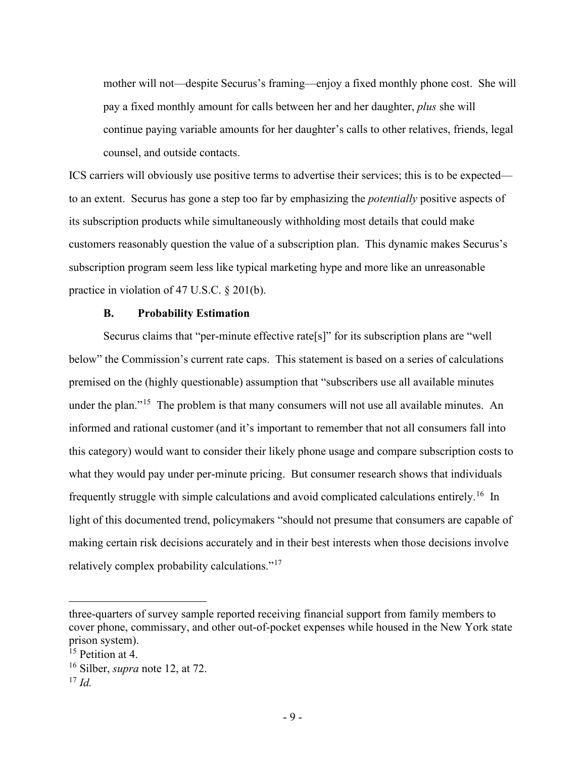> mother will not—despite Securus's framing—enjoy a fixed monthly phone cost. She will pay a fixed monthly amount for calls between her and her daughter, *plus* she will continue paying variable amounts for her daughter's calls to other relatives, friends, legal counsel, and outside contacts.

ICS carriers will obviously use positive terms to advertise their services; this is to be expected—to an extent. Securus has gone a step too far by emphasizing the *potentially* positive aspects of its subscription products while simultaneously withholding most details that could make customers reasonably question the value of a subscription plan. This dynamic makes Securus's subscription program seem less like typical marketing hype and more like an unreasonable practice in violation of 47 U.S.C. § 201(b).

### B. Probability Estimation

Securus claims that "per-minute effective rate[s]" for its subscription plans are "well below" the Commission's current rate caps. This statement is based on a series of calculations premised on the (highly questionable) assumption that "subscribers use all available minutes under the plan."[15] The problem is that many consumers will not use all available minutes. An informed and rational customer (and it's important to remember that not all consumers fall into this category) would want to consider their likely phone usage and compare subscription costs to what they would pay under per-minute pricing. But consumer research shows that individuals frequently struggle with simple calculations and avoid complicated calculations entirely.[16] In light of this documented trend, policymakers "should not presume that consumers are capable of making certain risk decisions accurately and in their best interests when those decisions involve relatively complex probability calculations."[17]

---

three-quarters of survey sample reported receiving financial support from family members to cover phone, commissary, and other out-of-pocket expenses while housed in the New York state prison system).

[15] Petition at 4.

[16] Silber, *supra* note 12, at 72.

[17] *Id.*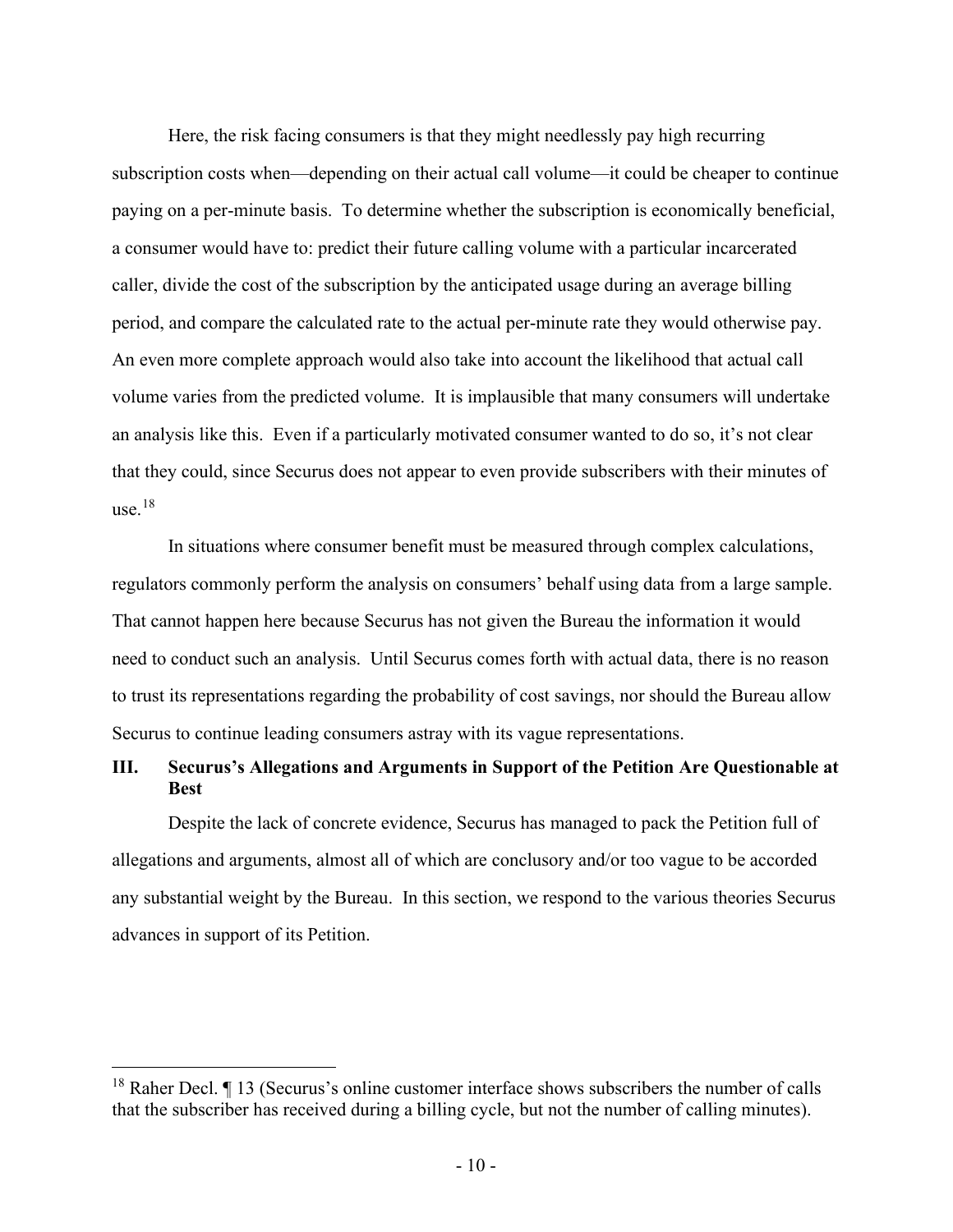Here, the risk facing consumers is that they might needlessly pay high recurring subscription costs when—depending on their actual call volume—it could be cheaper to continue paying on a per-minute basis. To determine whether the subscription is economically beneficial, a consumer would have to: predict their future calling volume with a particular incarcerated caller, divide the cost of the subscription by the anticipated usage during an average billing period, and compare the calculated rate to the actual per-minute rate they would otherwise pay. An even more complete approach would also take into account the likelihood that actual call volume varies from the predicted volume. It is implausible that many consumers will undertake an analysis like this. Even if a particularly motivated consumer wanted to do so, it's not clear that they could, since Securus does not appear to even provide subscribers with their minutes of use.[18]

In situations where consumer benefit must be measured through complex calculations, regulators commonly perform the analysis on consumers' behalf using data from a large sample. That cannot happen here because Securus has not given the Bureau the information it would need to conduct such an analysis. Until Securus comes forth with actual data, there is no reason to trust its representations regarding the probability of cost savings, nor should the Bureau allow Securus to continue leading consumers astray with its vague representations.

## III. Securus's Allegations and Arguments in Support of the Petition Are Questionable at Best

Despite the lack of concrete evidence, Securus has managed to pack the Petition full of allegations and arguments, almost all of which are conclusory and/or too vague to be accorded any substantial weight by the Bureau. In this section, we respond to the various theories Securus advances in support of its Petition.

---

[18] Raher Decl. ¶ 13 (Securus's online customer interface shows subscribers the number of calls that the subscriber has received during a billing cycle, but not the number of calling minutes).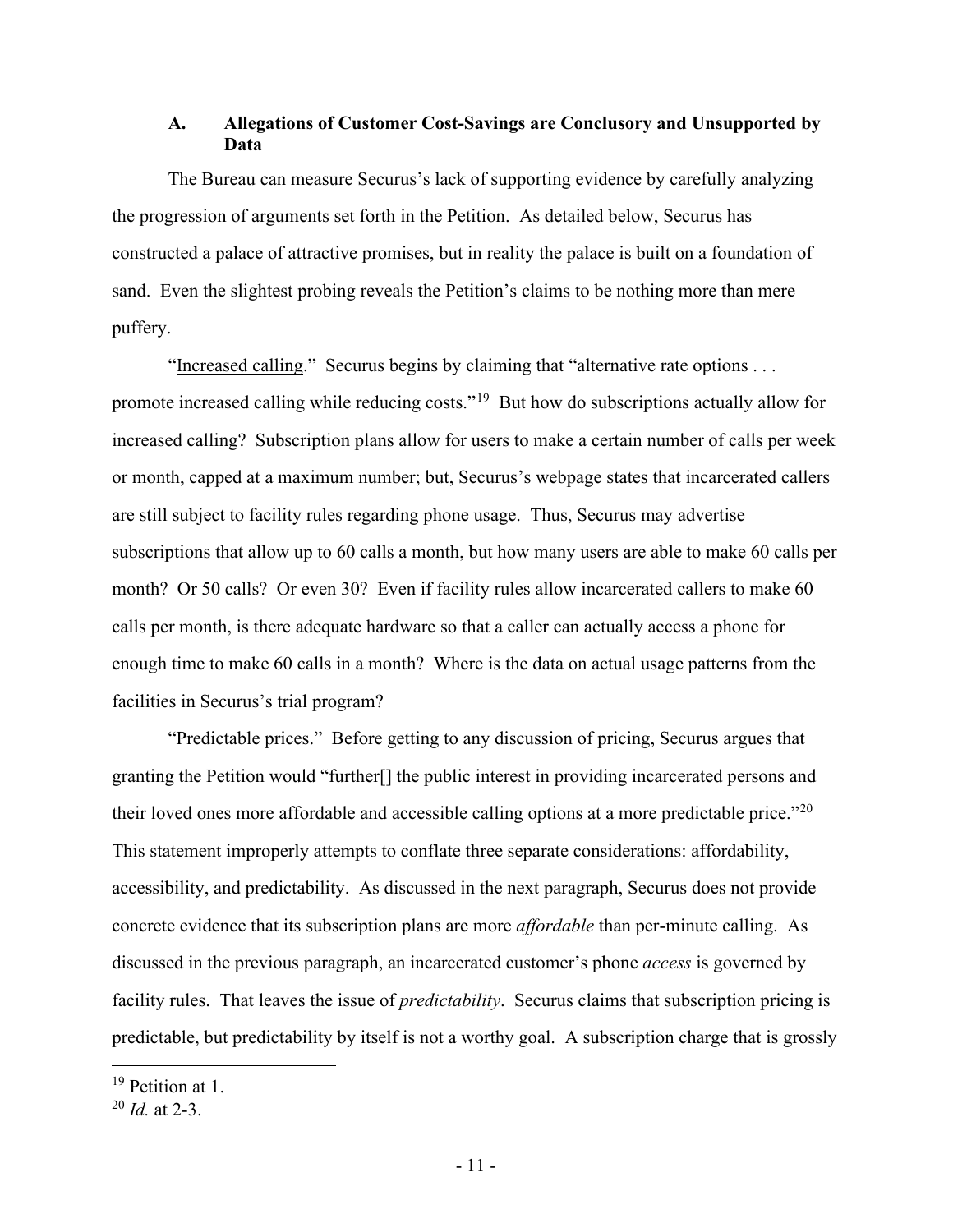### A. Allegations of Customer Cost-Savings are Conclusory and Unsupported by Data

The Bureau can measure Securus's lack of supporting evidence by carefully analyzing the progression of arguments set forth in the Petition. As detailed below, Securus has constructed a palace of attractive promises, but in reality the palace is built on a foundation of sand. Even the slightest probing reveals the Petition's claims to be nothing more than mere puffery.

"Increased calling." Securus begins by claiming that "alternative rate options . . . promote increased calling while reducing costs."[19] But how do subscriptions actually allow for increased calling? Subscription plans allow for users to make a certain number of calls per week or month, capped at a maximum number; but, Securus's webpage states that incarcerated callers are still subject to facility rules regarding phone usage. Thus, Securus may advertise subscriptions that allow up to 60 calls a month, but how many users are able to make 60 calls per month? Or 50 calls? Or even 30? Even if facility rules allow incarcerated callers to make 60 calls per month, is there adequate hardware so that a caller can actually access a phone for enough time to make 60 calls in a month? Where is the data on actual usage patterns from the facilities in Securus's trial program?

"Predictable prices." Before getting to any discussion of pricing, Securus argues that granting the Petition would "further[] the public interest in providing incarcerated persons and their loved ones more affordable and accessible calling options at a more predictable price."[20] This statement improperly attempts to conflate three separate considerations: affordability, accessibility, and predictability. As discussed in the next paragraph, Securus does not provide concrete evidence that its subscription plans are more *affordable* than per-minute calling. As discussed in the previous paragraph, an incarcerated customer's phone *access* is governed by facility rules. That leaves the issue of *predictability*. Securus claims that subscription pricing is predictable, but predictability by itself is not a worthy goal. A subscription charge that is grossly

---

[19] Petition at 1.

[20] *Id.* at 2-3.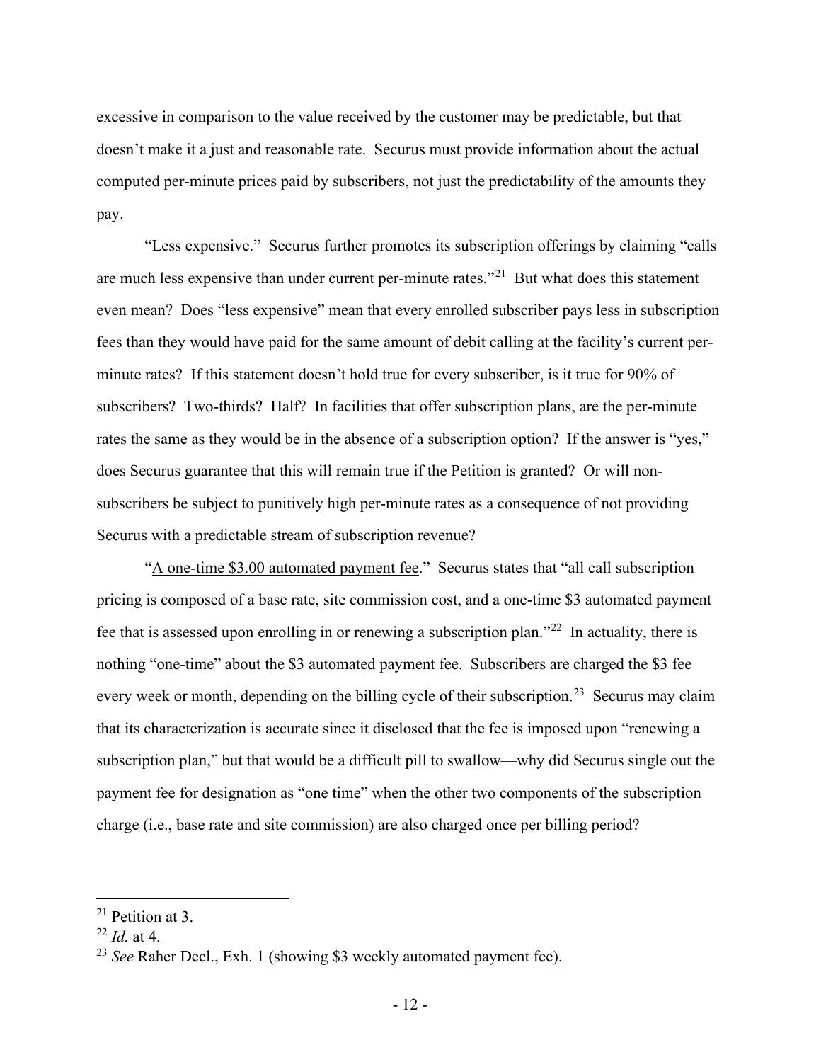excessive in comparison to the value received by the customer may be predictable, but that doesn't make it a just and reasonable rate. Securus must provide information about the actual computed per-minute prices paid by subscribers, not just the predictability of the amounts they pay.

"<u>Less expensive</u>." Securus further promotes its subscription offerings by claiming "calls are much less expensive than under current per-minute rates."[21] But what does this statement even mean? Does "less expensive" mean that every enrolled subscriber pays less in subscription fees than they would have paid for the same amount of debit calling at the facility's current per-minute rates? If this statement doesn't hold true for every subscriber, is it true for 90% of subscribers? Two-thirds? Half? In facilities that offer subscription plans, are the per-minute rates the same as they would be in the absence of a subscription option? If the answer is "yes," does Securus guarantee that this will remain true if the Petition is granted? Or will non-subscribers be subject to punitively high per-minute rates as a consequence of not providing Securus with a predictable stream of subscription revenue?

"<u>A one-time $3.00 automated payment fee</u>." Securus states that "all call subscription pricing is composed of a base rate, site commission cost, and a one-time $3 automated payment fee that is assessed upon enrolling in or renewing a subscription plan."[22] In actuality, there is nothing "one-time" about the $3 automated payment fee. Subscribers are charged the $3 fee every week or month, depending on the billing cycle of their subscription.[23] Securus may claim that its characterization is accurate since it disclosed that the fee is imposed upon "renewing a subscription plan," but that would be a difficult pill to swallow—why did Securus single out the payment fee for designation as "one time" when the other two components of the subscription charge (i.e., base rate and site commission) are also charged once per billing period?

---

[21] Petition at 3.

[22] *Id.* at 4.

[23] *See* Raher Decl., Exh. 1 (showing $3 weekly automated payment fee).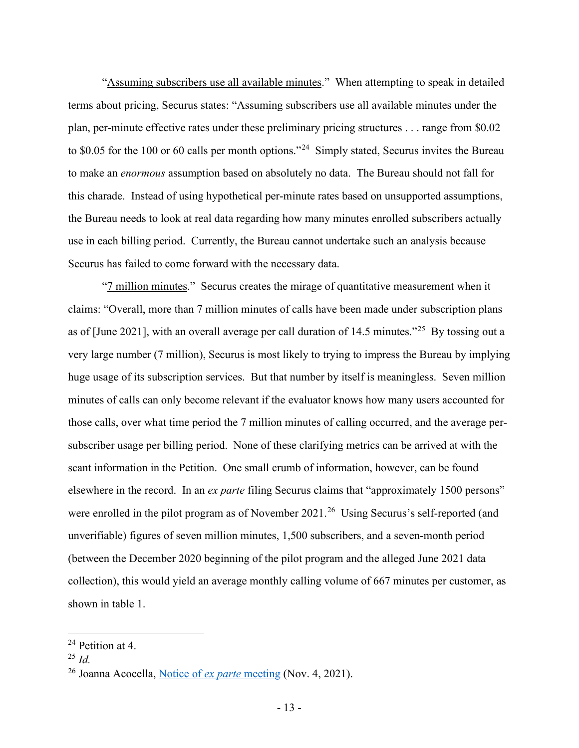"Assuming subscribers use all available minutes." When attempting to speak in detailed terms about pricing, Securus states: "Assuming subscribers use all available minutes under the plan, per-minute effective rates under these preliminary pricing structures . . . range from $0.02 to $0.05 for the 100 or 60 calls per month options."[24] Simply stated, Securus invites the Bureau to make an *enormous* assumption based on absolutely no data. The Bureau should not fall for this charade. Instead of using hypothetical per-minute rates based on unsupported assumptions, the Bureau needs to look at real data regarding how many minutes enrolled subscribers actually use in each billing period. Currently, the Bureau cannot undertake such an analysis because Securus has failed to come forward with the necessary data.

"7 million minutes." Securus creates the mirage of quantitative measurement when it claims: "Overall, more than 7 million minutes of calls have been made under subscription plans as of [June 2021], with an overall average per call duration of 14.5 minutes."[25] By tossing out a very large number (7 million), Securus is most likely to trying to impress the Bureau by implying huge usage of its subscription services. But that number by itself is meaningless. Seven million minutes of calls can only become relevant if the evaluator knows how many users accounted for those calls, over what time period the 7 million minutes of calling occurred, and the average per-subscriber usage per billing period. None of these clarifying metrics can be arrived at with the scant information in the Petition. One small crumb of information, however, can be found elsewhere in the record. In an *ex parte* filing Securus claims that "approximately 1500 persons" were enrolled in the pilot program as of November 2021.[26] Using Securus's self-reported (and unverifiable) figures of seven million minutes, 1,500 subscribers, and a seven-month period (between the December 2020 beginning of the pilot program and the alleged June 2021 data collection), this would yield an average monthly calling volume of 667 minutes per customer, as shown in table 1.

---

[24] Petition at 4.

[25] *Id.*

[26] Joanna Acocella, Notice of *ex parte* meeting (Nov. 4, 2021).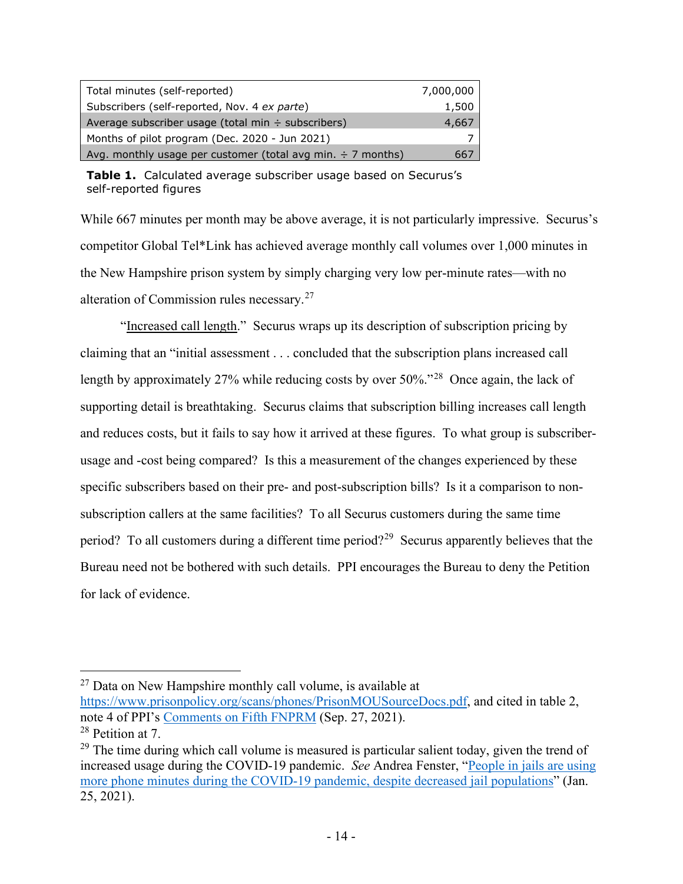| | |
|---|---|
| Total minutes (self-reported) | 7,000,000 |
| Subscribers (self-reported, Nov. 4 *ex parte*) | 1,500 |
| Average subscriber usage (total min ÷ subscribers) | 4,667 |
| Months of pilot program (Dec. 2020 - Jun 2021) | 7 |
| Avg. monthly usage per customer (total avg min. ÷ 7 months) | 667 |

**Table 1.** Calculated average subscriber usage based on Securus's self-reported figures

While 667 minutes per month may be above average, it is not particularly impressive. Securus's competitor Global Tel*Link has achieved average monthly call volumes over 1,000 minutes in the New Hampshire prison system by simply charging very low per-minute rates—with no alteration of Commission rules necessary.[27]

"Increased call length." Securus wraps up its description of subscription pricing by claiming that an "initial assessment . . . concluded that the subscription plans increased call length by approximately 27% while reducing costs by over 50%."[28] Once again, the lack of supporting detail is breathtaking. Securus claims that subscription billing increases call length and reduces costs, but it fails to say how it arrived at these figures. To what group is subscriber-usage and -cost being compared? Is this a measurement of the changes experienced by these specific subscribers based on their pre- and post-subscription bills? Is it a comparison to non-subscription callers at the same facilities? To all Securus customers during the same time period? To all customers during a different time period?[29] Securus apparently believes that the Bureau need not be bothered with such details. PPI encourages the Bureau to deny the Petition for lack of evidence.

---

[27] Data on New Hampshire monthly call volume, is available at https://www.prisonpolicy.org/scans/phones/PrisonMOUSourceDocs.pdf, and cited in table 2, note 4 of PPI's Comments on Fifth FNPRM (Sep. 27, 2021).

[28] Petition at 7.

[29] The time during which call volume is measured is particular salient today, given the trend of increased usage during the COVID-19 pandemic. *See* Andrea Fenster, "People in jails are using more phone minutes during the COVID-19 pandemic, despite decreased jail populations" (Jan. 25, 2021).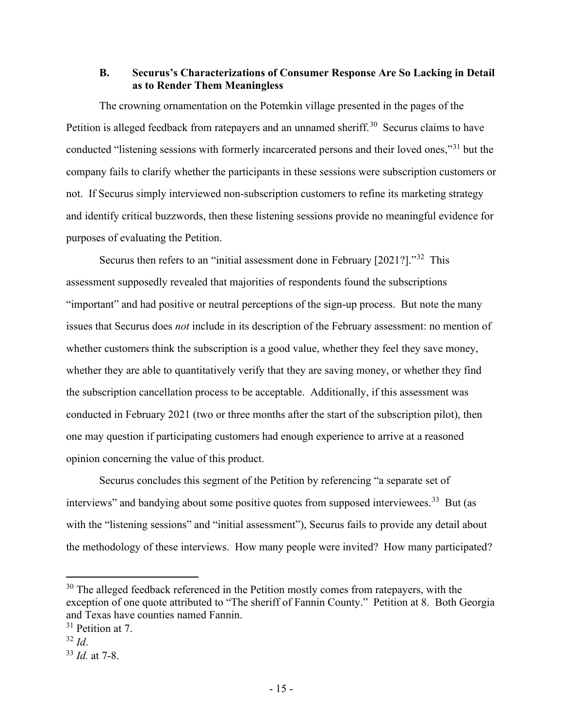### B. Securus's Characterizations of Consumer Response Are So Lacking in Detail as to Render Them Meaningless

The crowning ornamentation on the Potemkin village presented in the pages of the Petition is alleged feedback from ratepayers and an unnamed sheriff.[30] Securus claims to have conducted "listening sessions with formerly incarcerated persons and their loved ones,"[31] but the company fails to clarify whether the participants in these sessions were subscription customers or not. If Securus simply interviewed non-subscription customers to refine its marketing strategy and identify critical buzzwords, then these listening sessions provide no meaningful evidence for purposes of evaluating the Petition.

Securus then refers to an "initial assessment done in February [2021?]."[32] This assessment supposedly revealed that majorities of respondents found the subscriptions "important" and had positive or neutral perceptions of the sign-up process. But note the many issues that Securus does *not* include in its description of the February assessment: no mention of whether customers think the subscription is a good value, whether they feel they save money, whether they are able to quantitatively verify that they are saving money, or whether they find the subscription cancellation process to be acceptable. Additionally, if this assessment was conducted in February 2021 (two or three months after the start of the subscription pilot), then one may question if participating customers had enough experience to arrive at a reasoned opinion concerning the value of this product.

Securus concludes this segment of the Petition by referencing "a separate set of interviews" and bandying about some positive quotes from supposed interviewees.[33] But (as with the "listening sessions" and "initial assessment"), Securus fails to provide any detail about the methodology of these interviews. How many people were invited? How many participated?

---

[30] The alleged feedback referenced in the Petition mostly comes from ratepayers, with the exception of one quote attributed to "The sheriff of Fannin County." Petition at 8. Both Georgia and Texas have counties named Fannin.

[31] Petition at 7.

[32] *Id*.

[33] *Id.* at 7-8.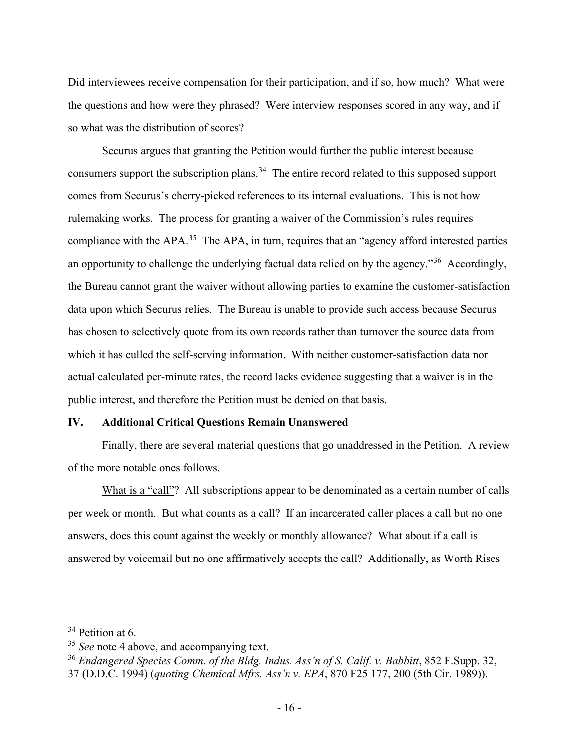Did interviewees receive compensation for their participation, and if so, how much? What were the questions and how were they phrased? Were interview responses scored in any way, and if so what was the distribution of scores?

Securus argues that granting the Petition would further the public interest because consumers support the subscription plans.[34] The entire record related to this supposed support comes from Securus's cherry-picked references to its internal evaluations. This is not how rulemaking works. The process for granting a waiver of the Commission's rules requires compliance with the APA.[35] The APA, in turn, requires that an "agency afford interested parties an opportunity to challenge the underlying factual data relied on by the agency."[36] Accordingly, the Bureau cannot grant the waiver without allowing parties to examine the customer-satisfaction data upon which Securus relies. The Bureau is unable to provide such access because Securus has chosen to selectively quote from its own records rather than turnover the source data from which it has culled the self-serving information. With neither customer-satisfaction data nor actual calculated per-minute rates, the record lacks evidence suggesting that a waiver is in the public interest, and therefore the Petition must be denied on that basis.

## IV. Additional Critical Questions Remain Unanswered

Finally, there are several material questions that go unaddressed in the Petition. A review of the more notable ones follows.

<u>What is a "call"</u>? All subscriptions appear to be denominated as a certain number of calls per week or month. But what counts as a call? If an incarcerated caller places a call but no one answers, does this count against the weekly or monthly allowance? What about if a call is answered by voicemail but no one affirmatively accepts the call? Additionally, as Worth Rises

---

[34] Petition at 6.

[35] *See* note 4 above, and accompanying text.

[36] *Endangered Species Comm. of the Bldg. Indus. Ass'n of S. Calif. v. Babbitt*, 852 F.Supp. 32, 37 (D.D.C. 1994) (*quoting Chemical Mfrs. Ass'n v. EPA*, 870 F25 177, 200 (5th Cir. 1989)).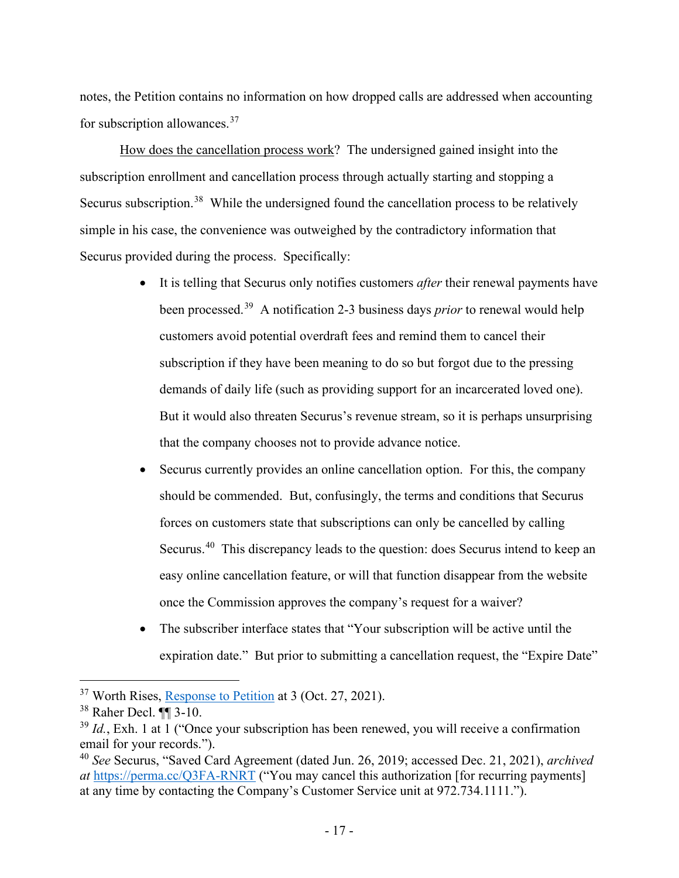notes, the Petition contains no information on how dropped calls are addressed when accounting for subscription allowances.[37]

How does the cancellation process work? The undersigned gained insight into the subscription enrollment and cancellation process through actually starting and stopping a Securus subscription.[38] While the undersigned found the cancellation process to be relatively simple in his case, the convenience was outweighed by the contradictory information that Securus provided during the process. Specifically:

- It is telling that Securus only notifies customers *after* their renewal payments have been processed.[39] A notification 2-3 business days *prior* to renewal would help customers avoid potential overdraft fees and remind them to cancel their subscription if they have been meaning to do so but forgot due to the pressing demands of daily life (such as providing support for an incarcerated loved one). But it would also threaten Securus's revenue stream, so it is perhaps unsurprising that the company chooses not to provide advance notice.
- Securus currently provides an online cancellation option. For this, the company should be commended. But, confusingly, the terms and conditions that Securus forces on customers state that subscriptions can only be cancelled by calling Securus.[40] This discrepancy leads to the question: does Securus intend to keep an easy online cancellation feature, or will that function disappear from the website once the Commission approves the company's request for a waiver?
- The subscriber interface states that "Your subscription will be active until the expiration date." But prior to submitting a cancellation request, the "Expire Date"

---

[37] Worth Rises, Response to Petition at 3 (Oct. 27, 2021).

[38] Raher Decl. ¶¶ 3-10.

[39] *Id.*, Exh. 1 at 1 ("Once your subscription has been renewed, you will receive a confirmation email for your records.").

[40] *See* Securus, "Saved Card Agreement (dated Jun. 26, 2019; accessed Dec. 21, 2021), *archived at* https://perma.cc/Q3FA-RNRT ("You may cancel this authorization [for recurring payments] at any time by contacting the Company's Customer Service unit at 972.734.1111.").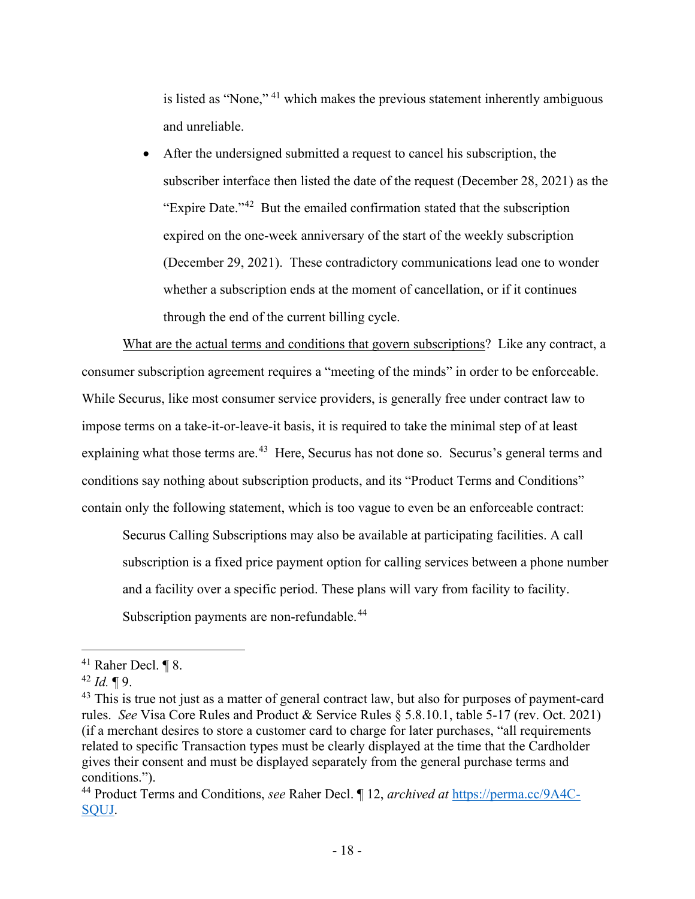is listed as "None," [41] which makes the previous statement inherently ambiguous and unreliable.

- After the undersigned submitted a request to cancel his subscription, the subscriber interface then listed the date of the request (December 28, 2021) as the "Expire Date."[42] But the emailed confirmation stated that the subscription expired on the one-week anniversary of the start of the weekly subscription (December 29, 2021). These contradictory communications lead one to wonder whether a subscription ends at the moment of cancellation, or if it continues through the end of the current billing cycle.

<u>What are the actual terms and conditions that govern subscriptions</u>? Like any contract, a consumer subscription agreement requires a "meeting of the minds" in order to be enforceable. While Securus, like most consumer service providers, is generally free under contract law to impose terms on a take-it-or-leave-it basis, it is required to take the minimal step of at least explaining what those terms are.[43] Here, Securus has not done so. Securus's general terms and conditions say nothing about subscription products, and its "Product Terms and Conditions" contain only the following statement, which is too vague to even be an enforceable contract:

> Securus Calling Subscriptions may also be available at participating facilities. A call subscription is a fixed price payment option for calling services between a phone number and a facility over a specific period. These plans will vary from facility to facility. Subscription payments are non-refundable.[44]

---

[41] Raher Decl. ¶ 8.

[42] *Id.* ¶ 9.

[43] This is true not just as a matter of general contract law, but also for purposes of payment-card rules. *See* Visa Core Rules and Product & Service Rules § 5.8.10.1, table 5-17 (rev. Oct. 2021) (if a merchant desires to store a customer card to charge for later purchases, "all requirements related to specific Transaction types must be clearly displayed at the time that the Cardholder gives their consent and must be displayed separately from the general purchase terms and conditions.").

[44] Product Terms and Conditions, *see* Raher Decl. ¶ 12, *archived at* https://perma.cc/9A4C-SQUJ.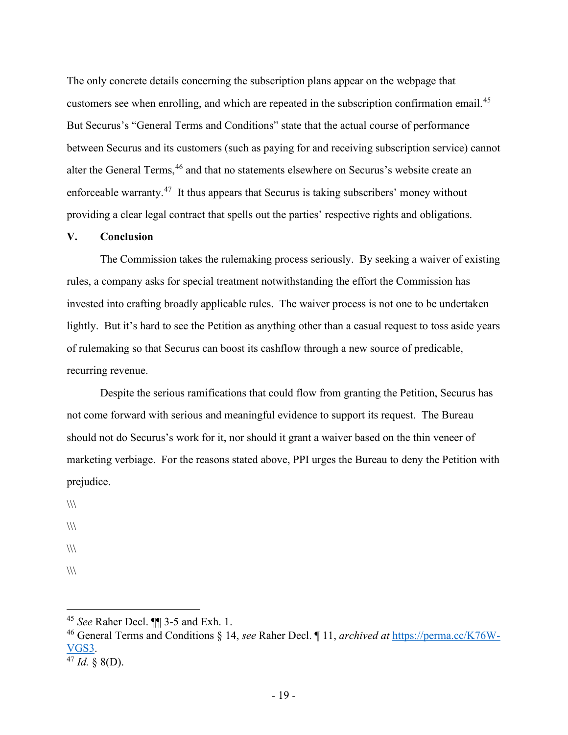The only concrete details concerning the subscription plans appear on the webpage that customers see when enrolling, and which are repeated in the subscription confirmation email.[45] But Securus's "General Terms and Conditions" state that the actual course of performance between Securus and its customers (such as paying for and receiving subscription service) cannot alter the General Terms,[46] and that no statements elsewhere on Securus's website create an enforceable warranty.[47] It thus appears that Securus is taking subscribers' money without providing a clear legal contract that spells out the parties' respective rights and obligations.

## V. Conclusion

The Commission takes the rulemaking process seriously. By seeking a waiver of existing rules, a company asks for special treatment notwithstanding the effort the Commission has invested into crafting broadly applicable rules. The waiver process is not one to be undertaken lightly. But it's hard to see the Petition as anything other than a casual request to toss aside years of rulemaking so that Securus can boost its cashflow through a new source of predicable, recurring revenue.

Despite the serious ramifications that could flow from granting the Petition, Securus has not come forward with serious and meaningful evidence to support its request. The Bureau should not do Securus's work for it, nor should it grant a waiver based on the thin veneer of marketing verbiage. For the reasons stated above, PPI urges the Bureau to deny the Petition with prejudice.

\\\

\\\

\\\

\\\

---

[45] *See* Raher Decl. ¶¶ 3-5 and Exh. 1.

[46] General Terms and Conditions § 14, *see* Raher Decl. ¶ 11, *archived at* https://perma.cc/K76W-VGS3.

[47] *Id.* § 8(D).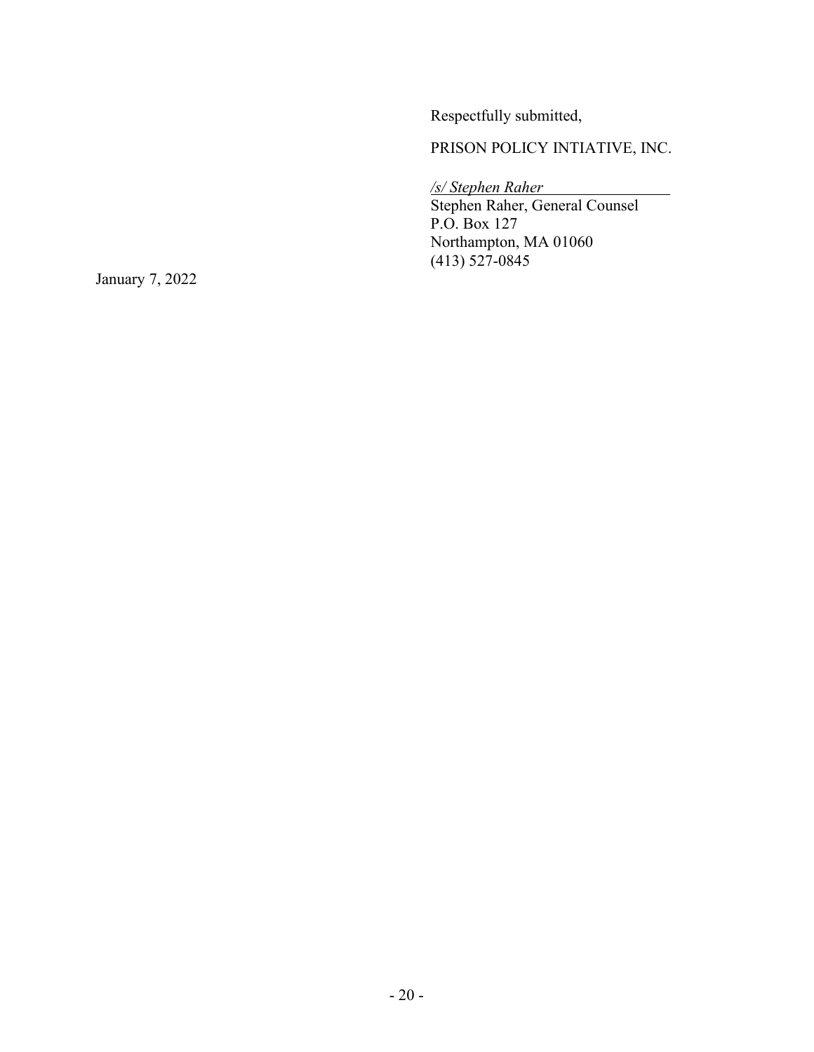Respectfully submitted,

PRISON POLICY INTIATIVE, INC.

*/s/ Stephen Raher*

Stephen Raher, General Counsel
P.O. Box 127
Northampton, MA 01060
(413) 527-0845

January 7, 2022